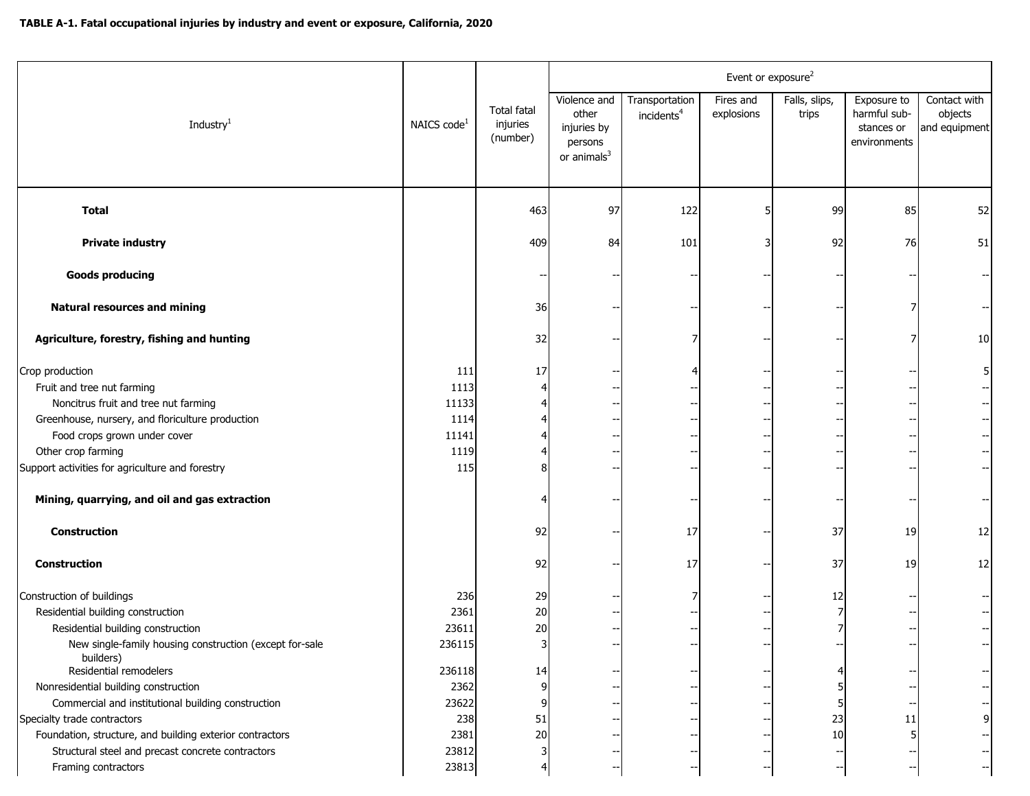**TABLE A-1. Fatal occupational injuries by industry and event or exposure, California, 2020**

| Industry[1] | NAICS code[1] | Total fatal injuries (number) | Event or exposure[2] | | | | | |
|---|---|---|---|---|---|---|---|---|
| | | | Violence and other injuries by persons or animals[3] | Transportation incidents[4] | Fires and explosions | Falls, slips, trips | Exposure to harmful substances or environments | Contact with objects and equipment |
| **Total** | | 463 | 97 | 122 | 5 | 99 | 85 | 52 |
| **Private industry** | | 409 | 84 | 101 | 3 | 92 | 76 | 51 |
| **Goods producing** | | -- | -- | -- | -- | -- | -- | -- |
| **Natural resources and mining** | | 36 | -- | -- | -- | -- | 7 | -- |
| **Agriculture, forestry, fishing and hunting** | | 32 | -- | 7 | -- | -- | 7 | 10 |
| Crop production | 111 | 17 | -- | 4 | -- | -- | -- | 5 |
| Fruit and tree nut farming | 1113 | 4 | -- | -- | -- | -- | -- | -- |
| Noncitrus fruit and tree nut farming | 11133 | 4 | -- | -- | -- | -- | -- | -- |
| Greenhouse, nursery, and floriculture production | 1114 | 4 | -- | -- | -- | -- | -- | -- |
| Food crops grown under cover | 11141 | 4 | -- | -- | -- | -- | -- | -- |
| Other crop farming | 1119 | 4 | -- | -- | -- | -- | -- | -- |
| Support activities for agriculture and forestry | 115 | 8 | -- | -- | -- | -- | -- | -- |
| **Mining, quarrying, and oil and gas extraction** | | 4 | -- | -- | -- | -- | -- | -- |
| **Construction** | | 92 | -- | 17 | -- | 37 | 19 | 12 |
| **Construction** | | 92 | -- | 17 | -- | 37 | 19 | 12 |
| Construction of buildings | 236 | 29 | -- | 7 | -- | 12 | -- | -- |
| Residential building construction | 2361 | 20 | -- | -- | -- | 7 | -- | -- |
| Residential building construction | 23611 | 20 | -- | -- | -- | 7 | -- | -- |
| New single-family housing construction (except for-sale builders) | 236115 | 3 | -- | -- | -- | -- | -- | -- |
| Residential remodelers | 236118 | 14 | -- | -- | -- | 4 | -- | -- |
| Nonresidential building construction | 2362 | 9 | -- | -- | -- | 5 | -- | -- |
| Commercial and institutional building construction | 23622 | 9 | -- | -- | -- | 5 | -- | -- |
| Specialty trade contractors | 238 | 51 | -- | -- | -- | 23 | 11 | 9 |
| Foundation, structure, and building exterior contractors | 2381 | 20 | -- | -- | -- | 10 | 5 | -- |
| Structural steel and precast concrete contractors | 23812 | 3 | -- | -- | -- | -- | -- | -- |
| Framing contractors | 23813 | 4 | -- | -- | -- | -- | -- | -- |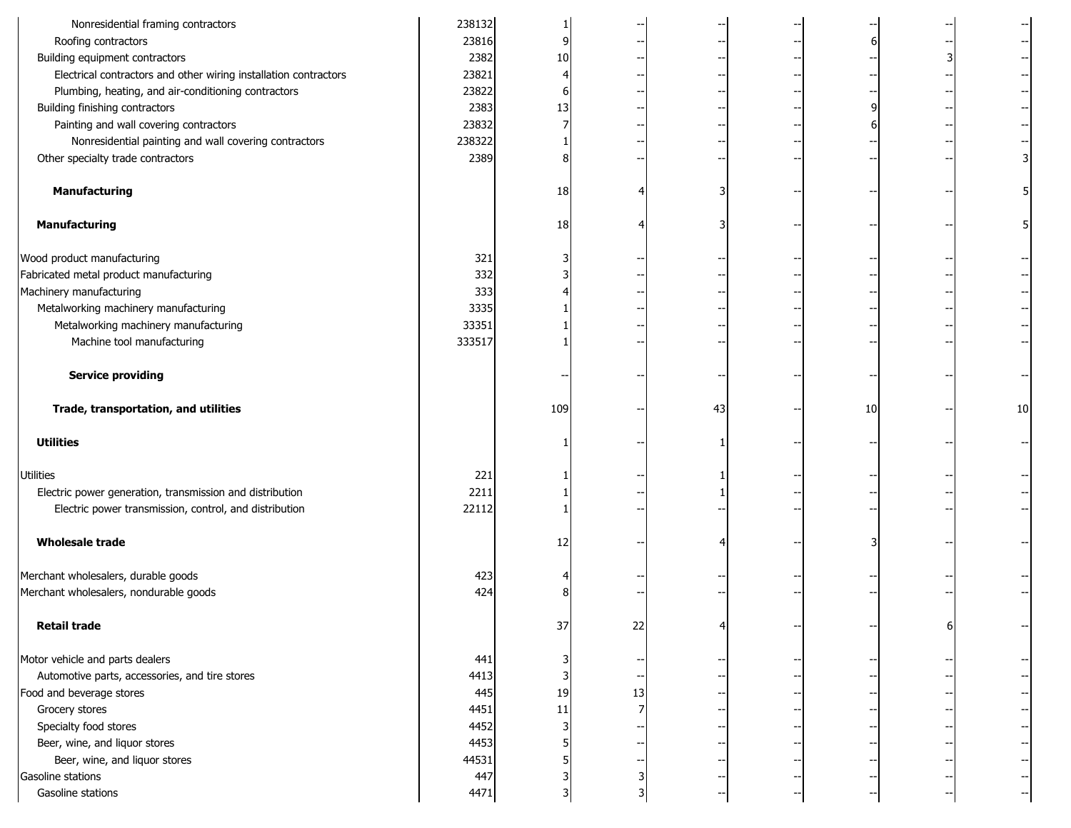| | | | | | | | | |
|---|---|---|---|---|---|---|---|---|
| Nonresidential framing contractors | 238132 | 1 | -- | -- | -- | -- | -- | -- |
| Roofing contractors | 23816 | 9 | -- | -- | -- | 6 | -- | -- |
| Building equipment contractors | 2382 | 10 | -- | -- | -- | -- | 3 | -- |
| Electrical contractors and other wiring installation contractors | 23821 | 4 | -- | -- | -- | -- | -- | -- |
| Plumbing, heating, and air-conditioning contractors | 23822 | 6 | -- | -- | -- | -- | -- | -- |
| Building finishing contractors | 2383 | 13 | -- | -- | -- | 9 | -- | -- |
| Painting and wall covering contractors | 23832 | 7 | -- | -- | -- | 6 | -- | -- |
| Nonresidential painting and wall covering contractors | 238322 | 1 | -- | -- | -- | -- | -- | -- |
| Other specialty trade contractors | 2389 | 8 | -- | -- | -- | -- | -- | 3 |
| **Manufacturing** | | 18 | 4 | 3 | -- | -- | -- | 5 |
| **Manufacturing** | | 18 | 4 | 3 | -- | -- | -- | 5 |
| Wood product manufacturing | 321 | 3 | -- | -- | -- | -- | -- | -- |
| Fabricated metal product manufacturing | 332 | 3 | -- | -- | -- | -- | -- | -- |
| Machinery manufacturing | 333 | 4 | -- | -- | -- | -- | -- | -- |
| Metalworking machinery manufacturing | 3335 | 1 | -- | -- | -- | -- | -- | -- |
| Metalworking machinery manufacturing | 33351 | 1 | -- | -- | -- | -- | -- | -- |
| Machine tool manufacturing | 333517 | 1 | -- | -- | -- | -- | -- | -- |
| **Service providing** | | -- | -- | -- | -- | -- | -- | -- |
| **Trade, transportation, and utilities** | | 109 | -- | 43 | -- | 10 | -- | 10 |
| **Utilities** | | 1 | -- | 1 | -- | -- | -- | -- |
| Utilities | 221 | 1 | -- | 1 | -- | -- | -- | -- |
| Electric power generation, transmission and distribution | 2211 | 1 | -- | 1 | -- | -- | -- | -- |
| Electric power transmission, control, and distribution | 22112 | 1 | -- | -- | -- | -- | -- | -- |
| **Wholesale trade** | | 12 | -- | 4 | -- | 3 | -- | -- |
| Merchant wholesalers, durable goods | 423 | 4 | -- | -- | -- | -- | -- | -- |
| Merchant wholesalers, nondurable goods | 424 | 8 | -- | -- | -- | -- | -- | -- |
| **Retail trade** | | 37 | 22 | 4 | -- | -- | 6 | -- |
| Motor vehicle and parts dealers | 441 | 3 | -- | -- | -- | -- | -- | -- |
| Automotive parts, accessories, and tire stores | 4413 | 3 | -- | -- | -- | -- | -- | -- |
| Food and beverage stores | 445 | 19 | 13 | -- | -- | -- | -- | -- |
| Grocery stores | 4451 | 11 | 7 | -- | -- | -- | -- | -- |
| Specialty food stores | 4452 | 3 | -- | -- | -- | -- | -- | -- |
| Beer, wine, and liquor stores | 4453 | 5 | -- | -- | -- | -- | -- | -- |
| Beer, wine, and liquor stores | 44531 | 5 | -- | -- | -- | -- | -- | -- |
| Gasoline stations | 447 | 3 | 3 | -- | -- | -- | -- | -- |
| Gasoline stations | 4471 | 3 | 3 | -- | -- | -- | -- | -- |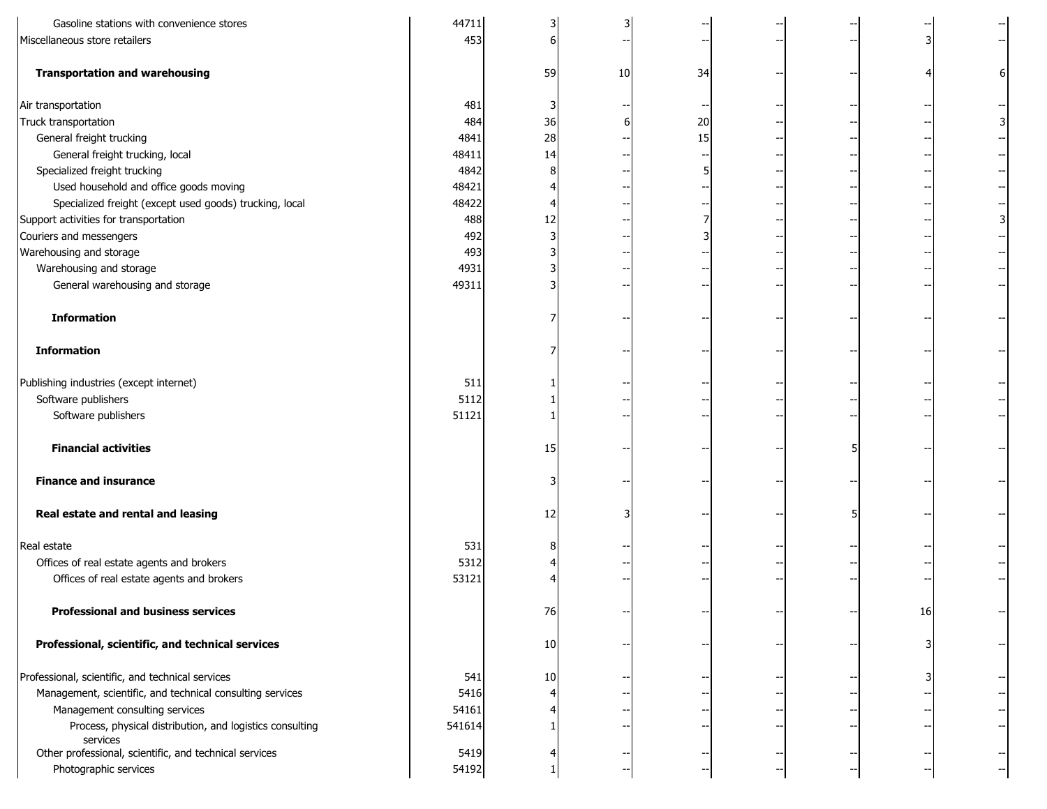| | | | | | | | | |
|---|---|---|---|---|---|---|---|---|
| Gasoline stations with convenience stores | 44711 | 3 | 3 | -- | -- | -- | -- | -- |
| Miscellaneous store retailers | 453 | 6 | -- | -- | -- | -- | 3 | -- |
| **Transportation and warehousing** | | 59 | 10 | 34 | -- | -- | 4 | 6 |
| Air transportation | 481 | 3 | -- | -- | -- | -- | -- | -- |
| Truck transportation | 484 | 36 | 6 | 20 | -- | -- | -- | 3 |
| General freight trucking | 4841 | 28 | -- | 15 | -- | -- | -- | -- |
| General freight trucking, local | 48411 | 14 | -- | -- | -- | -- | -- | -- |
| Specialized freight trucking | 4842 | 8 | -- | 5 | -- | -- | -- | -- |
| Used household and office goods moving | 48421 | 4 | -- | -- | -- | -- | -- | -- |
| Specialized freight (except used goods) trucking, local | 48422 | 4 | -- | -- | -- | -- | -- | -- |
| Support activities for transportation | 488 | 12 | -- | 7 | -- | -- | -- | 3 |
| Couriers and messengers | 492 | 3 | -- | 3 | -- | -- | -- | -- |
| Warehousing and storage | 493 | 3 | -- | -- | -- | -- | -- | -- |
| Warehousing and storage | 4931 | 3 | -- | -- | -- | -- | -- | -- |
| General warehousing and storage | 49311 | 3 | -- | -- | -- | -- | -- | -- |
| **Information** | | 7 | -- | -- | -- | -- | -- | -- |
| **Information** | | 7 | -- | -- | -- | -- | -- | -- |
| Publishing industries (except internet) | 511 | 1 | -- | -- | -- | -- | -- | -- |
| Software publishers | 5112 | 1 | -- | -- | -- | -- | -- | -- |
| Software publishers | 51121 | 1 | -- | -- | -- | -- | -- | -- |
| **Financial activities** | | 15 | -- | -- | -- | 5 | -- | -- |
| **Finance and insurance** | | 3 | -- | -- | -- | -- | -- | -- |
| **Real estate and rental and leasing** | | 12 | 3 | -- | -- | 5 | -- | -- |
| Real estate | 531 | 8 | -- | -- | -- | -- | -- | -- |
| Offices of real estate agents and brokers | 5312 | 4 | -- | -- | -- | -- | -- | -- |
| Offices of real estate agents and brokers | 53121 | 4 | -- | -- | -- | -- | -- | -- |
| **Professional and business services** | | 76 | -- | -- | -- | -- | 16 | -- |
| **Professional, scientific, and technical services** | | 10 | -- | -- | -- | -- | 3 | -- |
| Professional, scientific, and technical services | 541 | 10 | -- | -- | -- | -- | 3 | -- |
| Management, scientific, and technical consulting services | 5416 | 4 | -- | -- | -- | -- | -- | -- |
| Management consulting services | 54161 | 4 | -- | -- | -- | -- | -- | -- |
| Process, physical distribution, and logistics consulting services | 541614 | 1 | -- | -- | -- | -- | -- | -- |
| Other professional, scientific, and technical services | 5419 | 4 | -- | -- | -- | -- | -- | -- |
| Photographic services | 54192 | 1 | -- | -- | -- | -- | -- | -- |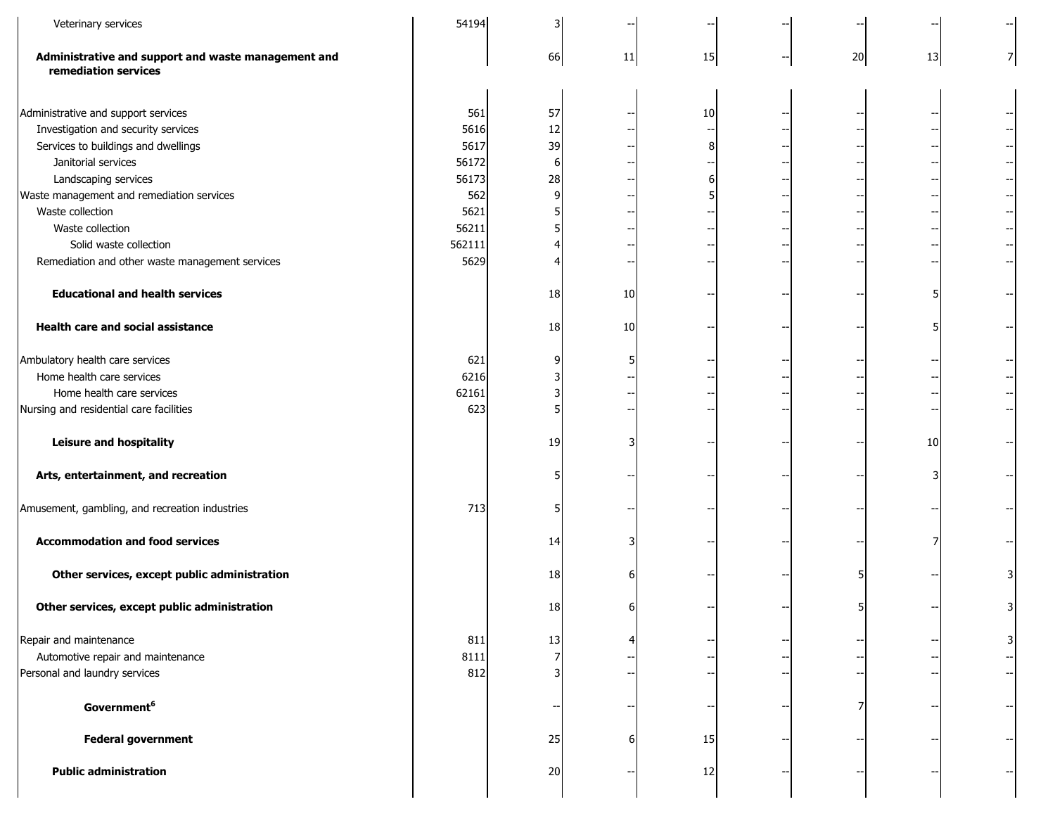| | | | | | | | | |
|---|---|---|---|---|---|---|---|---|
| Veterinary services | 54194 | 3 | -- | -- | -- | -- | -- | -- |
| **Administrative and support and waste management and remediation services** | | 66 | 11 | 15 | -- | 20 | 13 | 7 |
| Administrative and support services | 561 | 57 | -- | 10 | -- | -- | -- | -- |
| Investigation and security services | 5616 | 12 | -- | -- | -- | -- | -- | -- |
| Services to buildings and dwellings | 5617 | 39 | -- | 8 | -- | -- | -- | -- |
| Janitorial services | 56172 | 6 | -- | -- | -- | -- | -- | -- |
| Landscaping services | 56173 | 28 | -- | 6 | -- | -- | -- | -- |
| Waste management and remediation services | 562 | 9 | -- | 5 | -- | -- | -- | -- |
| Waste collection | 5621 | 5 | -- | -- | -- | -- | -- | -- |
| Waste collection | 56211 | 5 | -- | -- | -- | -- | -- | -- |
| Solid waste collection | 562111 | 4 | -- | -- | -- | -- | -- | -- |
| Remediation and other waste management services | 5629 | 4 | -- | -- | -- | -- | -- | -- |
| **Educational and health services** | | 18 | 10 | -- | -- | -- | 5 | -- |
| **Health care and social assistance** | | 18 | 10 | -- | -- | -- | 5 | -- |
| Ambulatory health care services | 621 | 9 | 5 | -- | -- | -- | -- | -- |
| Home health care services | 6216 | 3 | -- | -- | -- | -- | -- | -- |
| Home health care services | 62161 | 3 | -- | -- | -- | -- | -- | -- |
| Nursing and residential care facilities | 623 | 5 | -- | -- | -- | -- | -- | -- |
| **Leisure and hospitality** | | 19 | 3 | -- | -- | -- | 10 | -- |
| **Arts, entertainment, and recreation** | | 5 | -- | -- | -- | -- | 3 | -- |
| Amusement, gambling, and recreation industries | 713 | 5 | -- | -- | -- | -- | -- | -- |
| **Accommodation and food services** | | 14 | 3 | -- | -- | -- | 7 | -- |
| **Other services, except public administration** | | 18 | 6 | -- | -- | 5 | -- | 3 |
| **Other services, except public administration** | | 18 | 6 | -- | -- | 5 | -- | 3 |
| Repair and maintenance | 811 | 13 | 4 | -- | -- | -- | -- | 3 |
| Automotive repair and maintenance | 8111 | 7 | -- | -- | -- | -- | -- | -- |
| Personal and laundry services | 812 | 3 | -- | -- | -- | -- | -- | -- |
| **Government**[6] | | -- | -- | -- | -- | 7 | -- | -- |
| **Federal government** | | 25 | 6 | 15 | -- | -- | -- | -- |
| **Public administration** | | 20 | -- | 12 | -- | -- | -- | -- |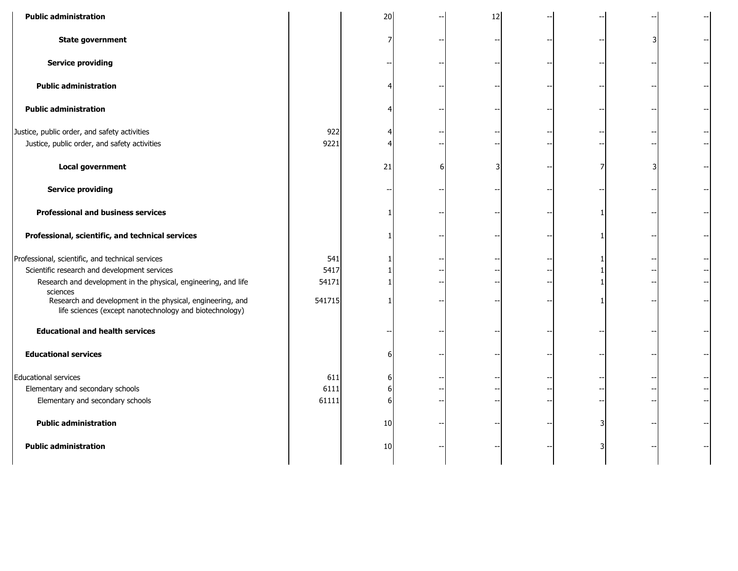| | | | | | | | | |
|---|---|---|---|---|---|---|---|---|
| **Public administration** | | 20 | -- | 12 | -- | -- | -- | -- |
| **State government** | | 7 | -- | -- | -- | -- | 3 | -- |
| **Service providing** | | -- | -- | -- | -- | -- | -- | -- |
| **Public administration** | | 4 | -- | -- | -- | -- | -- | -- |
| **Public administration** | | 4 | -- | -- | -- | -- | -- | -- |
| Justice, public order, and safety activities | 922 | 4 | -- | -- | -- | -- | -- | -- |
| Justice, public order, and safety activities | 9221 | 4 | -- | -- | -- | -- | -- | -- |
| **Local government** | | 21 | 6 | 3 | -- | 7 | 3 | -- |
| **Service providing** | | -- | -- | -- | -- | -- | -- | -- |
| **Professional and business services** | | 1 | -- | -- | -- | 1 | -- | -- |
| **Professional, scientific, and technical services** | | 1 | -- | -- | -- | 1 | -- | -- |
| Professional, scientific, and technical services | 541 | 1 | -- | -- | -- | 1 | -- | -- |
| Scientific research and development services | 5417 | 1 | -- | -- | -- | 1 | -- | -- |
| Research and development in the physical, engineering, and life sciences | 54171 | 1 | -- | -- | -- | 1 | -- | -- |
| Research and development in the physical, engineering, and life sciences (except nanotechnology and biotechnology) | 541715 | 1 | -- | -- | -- | 1 | -- | -- |
| **Educational and health services** | | -- | -- | -- | -- | -- | -- | -- |
| **Educational services** | | 6 | -- | -- | -- | -- | -- | -- |
| Educational services | 611 | 6 | -- | -- | -- | -- | -- | -- |
| Elementary and secondary schools | 6111 | 6 | -- | -- | -- | -- | -- | -- |
| Elementary and secondary schools | 61111 | 6 | -- | -- | -- | -- | -- | -- |
| **Public administration** | | 10 | -- | -- | -- | 3 | -- | -- |
| **Public administration** | | 10 | -- | -- | -- | 3 | -- | -- |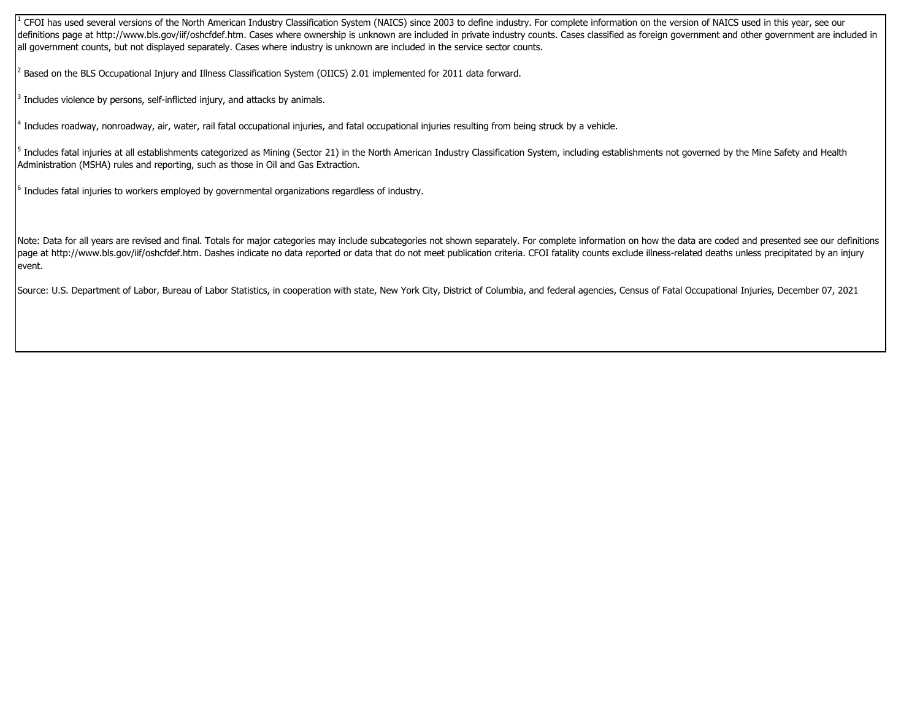[1] CFOI has used several versions of the North American Industry Classification System (NAICS) since 2003 to define industry. For complete information on the version of NAICS used in this year, see our definitions page at http://www.bls.gov/iif/oshcfdef.htm. Cases where ownership is unknown are included in private industry counts. Cases classified as foreign government and other government are included in all government counts, but not displayed separately. Cases where industry is unknown are included in the service sector counts.

[2] Based on the BLS Occupational Injury and Illness Classification System (OIICS) 2.01 implemented for 2011 data forward.

[3] Includes violence by persons, self-inflicted injury, and attacks by animals.

[4] Includes roadway, nonroadway, air, water, rail fatal occupational injuries, and fatal occupational injuries resulting from being struck by a vehicle.

[5] Includes fatal injuries at all establishments categorized as Mining (Sector 21) in the North American Industry Classification System, including establishments not governed by the Mine Safety and Health Administration (MSHA) rules and reporting, such as those in Oil and Gas Extraction.

[6] Includes fatal injuries to workers employed by governmental organizations regardless of industry.

Note: Data for all years are revised and final. Totals for major categories may include subcategories not shown separately. For complete information on how the data are coded and presented see our definitions page at http://www.bls.gov/iif/oshcfdef.htm. Dashes indicate no data reported or data that do not meet publication criteria. CFOI fatality counts exclude illness-related deaths unless precipitated by an injury event.

Source: U.S. Department of Labor, Bureau of Labor Statistics, in cooperation with state, New York City, District of Columbia, and federal agencies, Census of Fatal Occupational Injuries, December 07, 2021